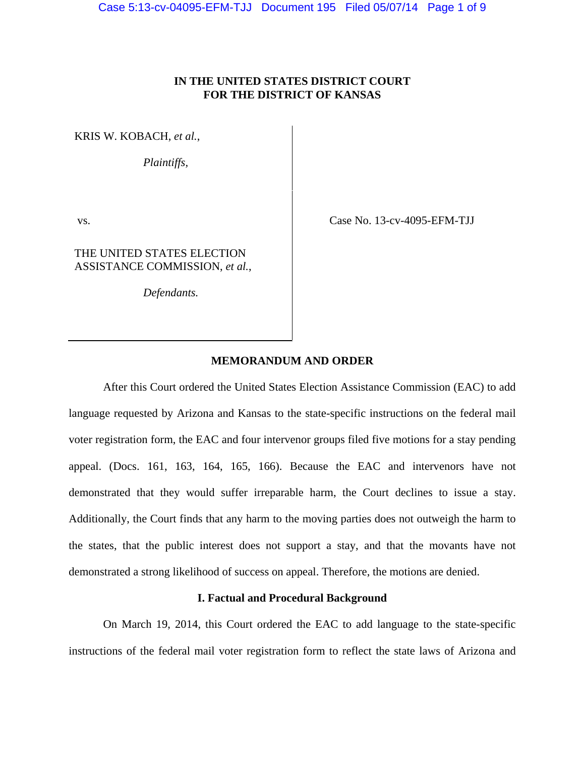**IN THE UNITED STATES DISTRICT COURT**
**FOR THE DISTRICT OF KANSAS**

KRIS W. KOBACH, *et al.*,

*Plaintiffs*,

vs.

THE UNITED STATES ELECTION ASSISTANCE COMMISSION, *et al.*,

*Defendants.*

Case No. 13-cv-4095-EFM-TJJ

## MEMORANDUM AND ORDER

After this Court ordered the United States Election Assistance Commission (EAC) to add language requested by Arizona and Kansas to the state-specific instructions on the federal mail voter registration form, the EAC and four intervenor groups filed five motions for a stay pending appeal. (Docs. 161, 163, 164, 165, 166). Because the EAC and intervenors have not demonstrated that they would suffer irreparable harm, the Court declines to issue a stay. Additionally, the Court finds that any harm to the moving parties does not outweigh the harm to the states, that the public interest does not support a stay, and that the movants have not demonstrated a strong likelihood of success on appeal. Therefore, the motions are denied.

### I. Factual and Procedural Background

On March 19, 2014, this Court ordered the EAC to add language to the state-specific instructions of the federal mail voter registration form to reflect the state laws of Arizona and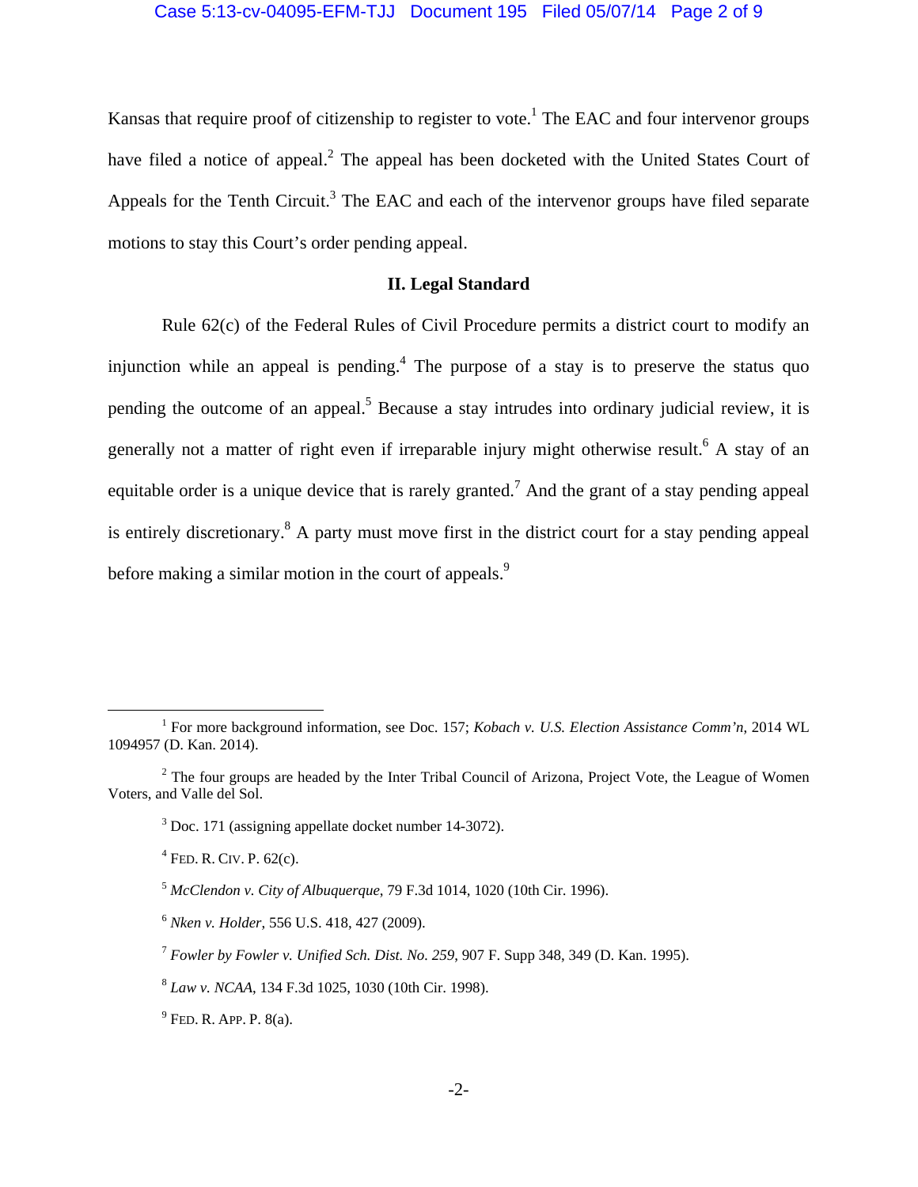Kansas that require proof of citizenship to register to vote.[1] The EAC and four intervenor groups have filed a notice of appeal.[2] The appeal has been docketed with the United States Court of Appeals for the Tenth Circuit.[3] The EAC and each of the intervenor groups have filed separate motions to stay this Court's order pending appeal.

## II. Legal Standard

Rule 62(c) of the Federal Rules of Civil Procedure permits a district court to modify an injunction while an appeal is pending.[4] The purpose of a stay is to preserve the status quo pending the outcome of an appeal.[5] Because a stay intrudes into ordinary judicial review, it is generally not a matter of right even if irreparable injury might otherwise result.[6] A stay of an equitable order is a unique device that is rarely granted.[7] And the grant of a stay pending appeal is entirely discretionary.[8] A party must move first in the district court for a stay pending appeal before making a similar motion in the court of appeals.[9]

---

[1] For more background information, see Doc. 157; *Kobach v. U.S. Election Assistance Comm'n*, 2014 WL 1094957 (D. Kan. 2014).

[2] The four groups are headed by the Inter Tribal Council of Arizona, Project Vote, the League of Women Voters, and Valle del Sol.

[3] Doc. 171 (assigning appellate docket number 14-3072).

[4] Fed. R. Civ. P. 62(c).

[5] *McClendon v. City of Albuquerque*, 79 F.3d 1014, 1020 (10th Cir. 1996).

[6] *Nken v. Holder*, 556 U.S. 418, 427 (2009).

[7] *Fowler by Fowler v. Unified Sch. Dist. No. 259*, 907 F. Supp 348, 349 (D. Kan. 1995).

[8] *Law v. NCAA*, 134 F.3d 1025, 1030 (10th Cir. 1998).

[9] Fed. R. App. P. 8(a).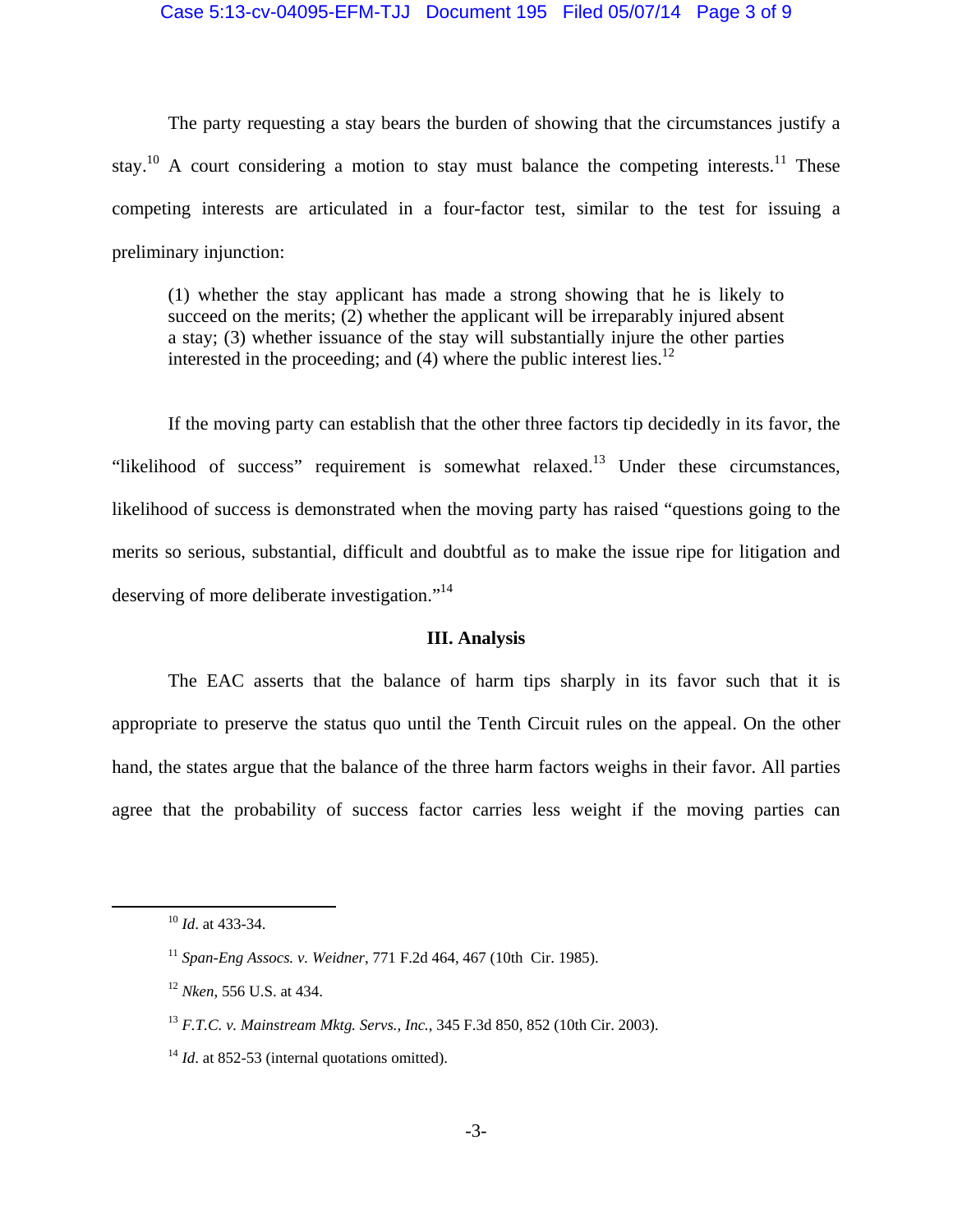The party requesting a stay bears the burden of showing that the circumstances justify a stay.[10] A court considering a motion to stay must balance the competing interests.[11] These competing interests are articulated in a four-factor test, similar to the test for issuing a preliminary injunction:

> (1) whether the stay applicant has made a strong showing that he is likely to succeed on the merits; (2) whether the applicant will be irreparably injured absent a stay; (3) whether issuance of the stay will substantially injure the other parties interested in the proceeding; and (4) where the public interest lies.[12]

If the moving party can establish that the other three factors tip decidedly in its favor, the "likelihood of success" requirement is somewhat relaxed.[13] Under these circumstances, likelihood of success is demonstrated when the moving party has raised "questions going to the merits so serious, substantial, difficult and doubtful as to make the issue ripe for litigation and deserving of more deliberate investigation."[14]

### III. Analysis

The EAC asserts that the balance of harm tips sharply in its favor such that it is appropriate to preserve the status quo until the Tenth Circuit rules on the appeal. On the other hand, the states argue that the balance of the three harm factors weighs in their favor. All parties agree that the probability of success factor carries less weight if the moving parties can

---

[10] *Id*. at 433-34.

[11] *Span-Eng Assocs. v. Weidner*, 771 F.2d 464, 467 (10th Cir. 1985).

[12] *Nken*, 556 U.S. at 434.

[13] *F.T.C. v. Mainstream Mktg. Servs., Inc.*, 345 F.3d 850, 852 (10th Cir. 2003).

[14] *Id*. at 852-53 (internal quotations omitted).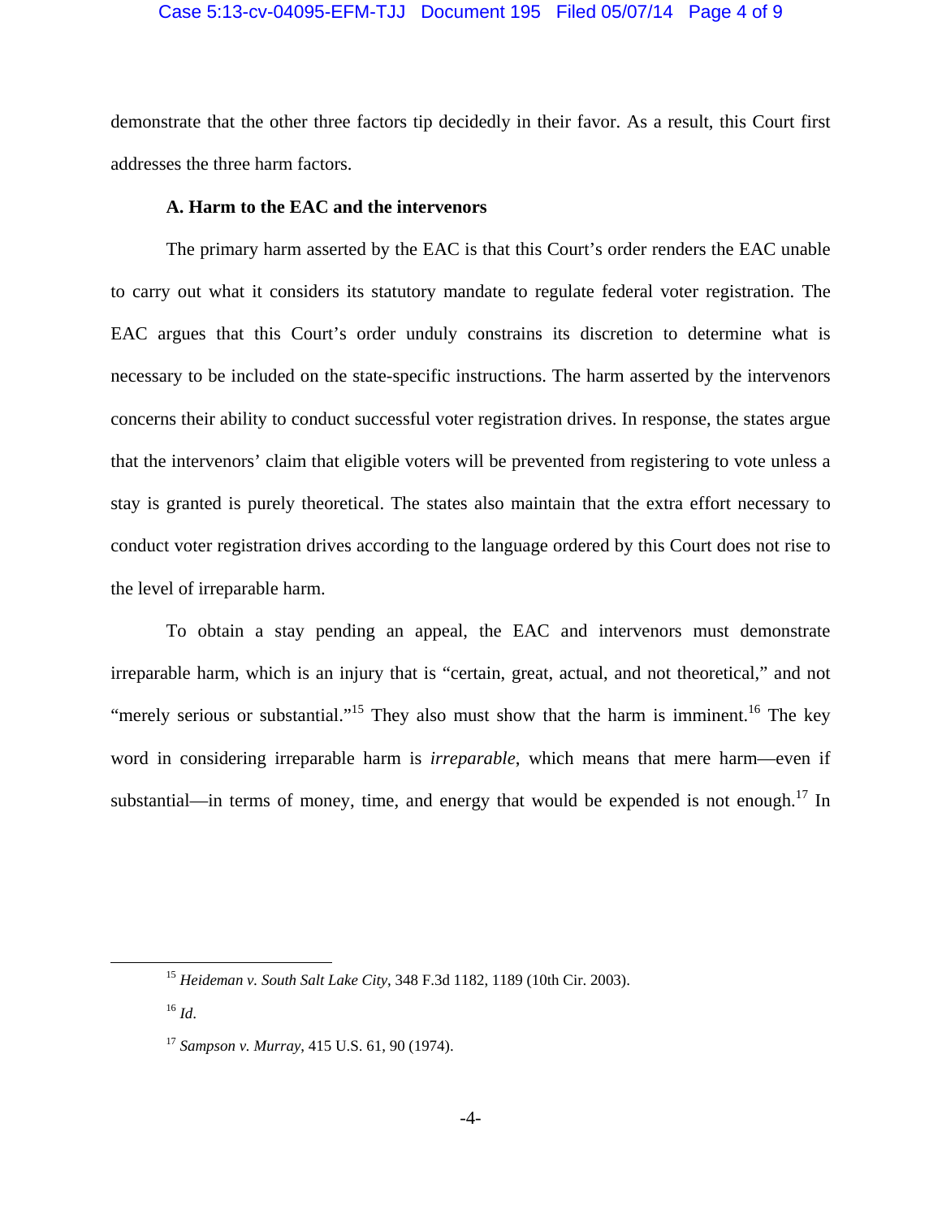demonstrate that the other three factors tip decidedly in their favor. As a result, this Court first addresses the three harm factors.

### A. Harm to the EAC and the intervenors

The primary harm asserted by the EAC is that this Court's order renders the EAC unable to carry out what it considers its statutory mandate to regulate federal voter registration. The EAC argues that this Court's order unduly constrains its discretion to determine what is necessary to be included on the state-specific instructions. The harm asserted by the intervenors concerns their ability to conduct successful voter registration drives. In response, the states argue that the intervenors' claim that eligible voters will be prevented from registering to vote unless a stay is granted is purely theoretical. The states also maintain that the extra effort necessary to conduct voter registration drives according to the language ordered by this Court does not rise to the level of irreparable harm.

To obtain a stay pending an appeal, the EAC and intervenors must demonstrate irreparable harm, which is an injury that is "certain, great, actual, and not theoretical," and not "merely serious or substantial."[15] They also must show that the harm is imminent.[16] The key word in considering irreparable harm is *irreparable*, which means that mere harm—even if substantial—in terms of money, time, and energy that would be expended is not enough.[17] In

---

[15] *Heideman v. South Salt Lake City*, 348 F.3d 1182, 1189 (10th Cir. 2003).

[16] *Id*.

[17] *Sampson v. Murray*, 415 U.S. 61, 90 (1974).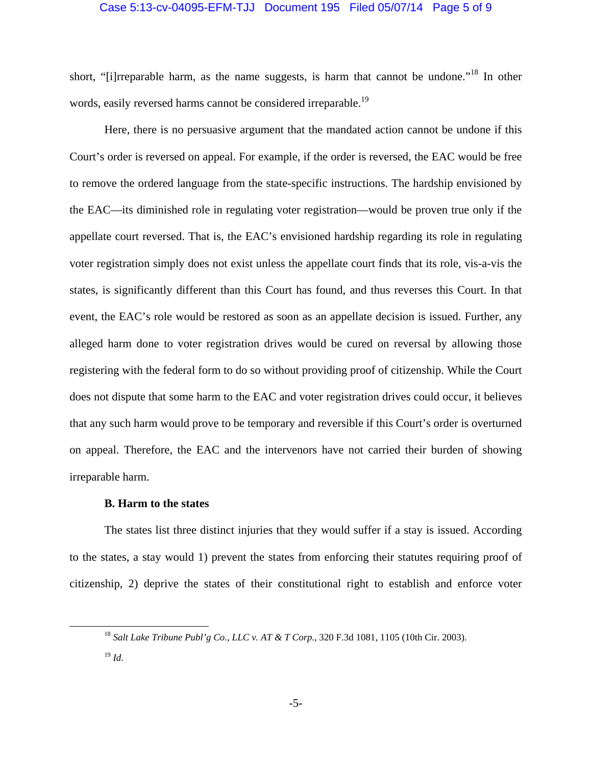short, "[i]rreparable harm, as the name suggests, is harm that cannot be undone."[18] In other words, easily reversed harms cannot be considered irreparable.[19]

Here, there is no persuasive argument that the mandated action cannot be undone if this Court's order is reversed on appeal. For example, if the order is reversed, the EAC would be free to remove the ordered language from the state-specific instructions. The hardship envisioned by the EAC—its diminished role in regulating voter registration—would be proven true only if the appellate court reversed. That is, the EAC's envisioned hardship regarding its role in regulating voter registration simply does not exist unless the appellate court finds that its role, vis-a-vis the states, is significantly different than this Court has found, and thus reverses this Court. In that event, the EAC's role would be restored as soon as an appellate decision is issued. Further, any alleged harm done to voter registration drives would be cured on reversal by allowing those registering with the federal form to do so without providing proof of citizenship. While the Court does not dispute that some harm to the EAC and voter registration drives could occur, it believes that any such harm would prove to be temporary and reversible if this Court's order is overturned on appeal. Therefore, the EAC and the intervenors have not carried their burden of showing irreparable harm.

**B. Harm to the states**

The states list three distinct injuries that they would suffer if a stay is issued. According to the states, a stay would 1) prevent the states from enforcing their statutes requiring proof of citizenship, 2) deprive the states of their constitutional right to establish and enforce voter

---

[18] *Salt Lake Tribune Publ'g Co., LLC v. AT & T Corp.*, 320 F.3d 1081, 1105 (10th Cir. 2003).

[19] *Id.*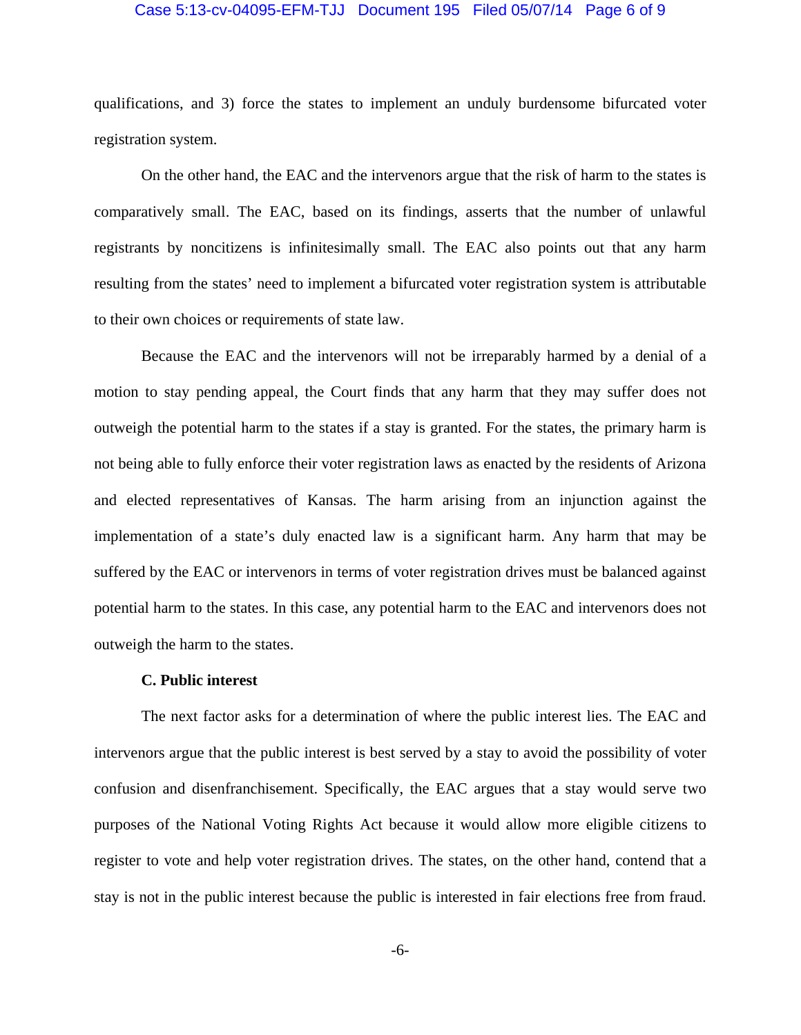qualifications, and 3) force the states to implement an unduly burdensome bifurcated voter registration system.

On the other hand, the EAC and the intervenors argue that the risk of harm to the states is comparatively small. The EAC, based on its findings, asserts that the number of unlawful registrants by noncitizens is infinitesimally small. The EAC also points out that any harm resulting from the states' need to implement a bifurcated voter registration system is attributable to their own choices or requirements of state law.

Because the EAC and the intervenors will not be irreparably harmed by a denial of a motion to stay pending appeal, the Court finds that any harm that they may suffer does not outweigh the potential harm to the states if a stay is granted. For the states, the primary harm is not being able to fully enforce their voter registration laws as enacted by the residents of Arizona and elected representatives of Kansas. The harm arising from an injunction against the implementation of a state's duly enacted law is a significant harm. Any harm that may be suffered by the EAC or intervenors in terms of voter registration drives must be balanced against potential harm to the states. In this case, any potential harm to the EAC and intervenors does not outweigh the harm to the states.

**C. Public interest**

The next factor asks for a determination of where the public interest lies. The EAC and intervenors argue that the public interest is best served by a stay to avoid the possibility of voter confusion and disenfranchisement. Specifically, the EAC argues that a stay would serve two purposes of the National Voting Rights Act because it would allow more eligible citizens to register to vote and help voter registration drives. The states, on the other hand, contend that a stay is not in the public interest because the public is interested in fair elections free from fraud.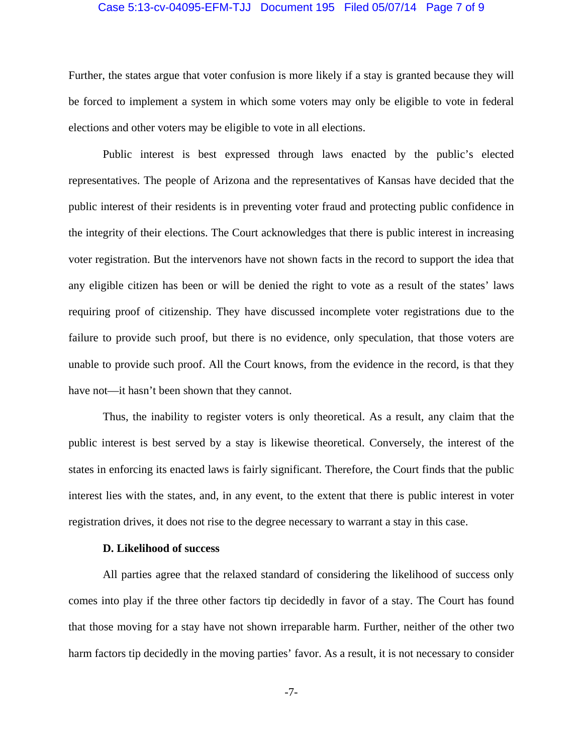Further, the states argue that voter confusion is more likely if a stay is granted because they will be forced to implement a system in which some voters may only be eligible to vote in federal elections and other voters may be eligible to vote in all elections.

Public interest is best expressed through laws enacted by the public's elected representatives. The people of Arizona and the representatives of Kansas have decided that the public interest of their residents is in preventing voter fraud and protecting public confidence in the integrity of their elections. The Court acknowledges that there is public interest in increasing voter registration. But the intervenors have not shown facts in the record to support the idea that any eligible citizen has been or will be denied the right to vote as a result of the states' laws requiring proof of citizenship. They have discussed incomplete voter registrations due to the failure to provide such proof, but there is no evidence, only speculation, that those voters are unable to provide such proof. All the Court knows, from the evidence in the record, is that they have not—it hasn't been shown that they cannot.

Thus, the inability to register voters is only theoretical. As a result, any claim that the public interest is best served by a stay is likewise theoretical. Conversely, the interest of the states in enforcing its enacted laws is fairly significant. Therefore, the Court finds that the public interest lies with the states, and, in any event, to the extent that there is public interest in voter registration drives, it does not rise to the degree necessary to warrant a stay in this case.

**D. Likelihood of success**

All parties agree that the relaxed standard of considering the likelihood of success only comes into play if the three other factors tip decidedly in favor of a stay. The Court has found that those moving for a stay have not shown irreparable harm. Further, neither of the other two harm factors tip decidedly in the moving parties' favor. As a result, it is not necessary to consider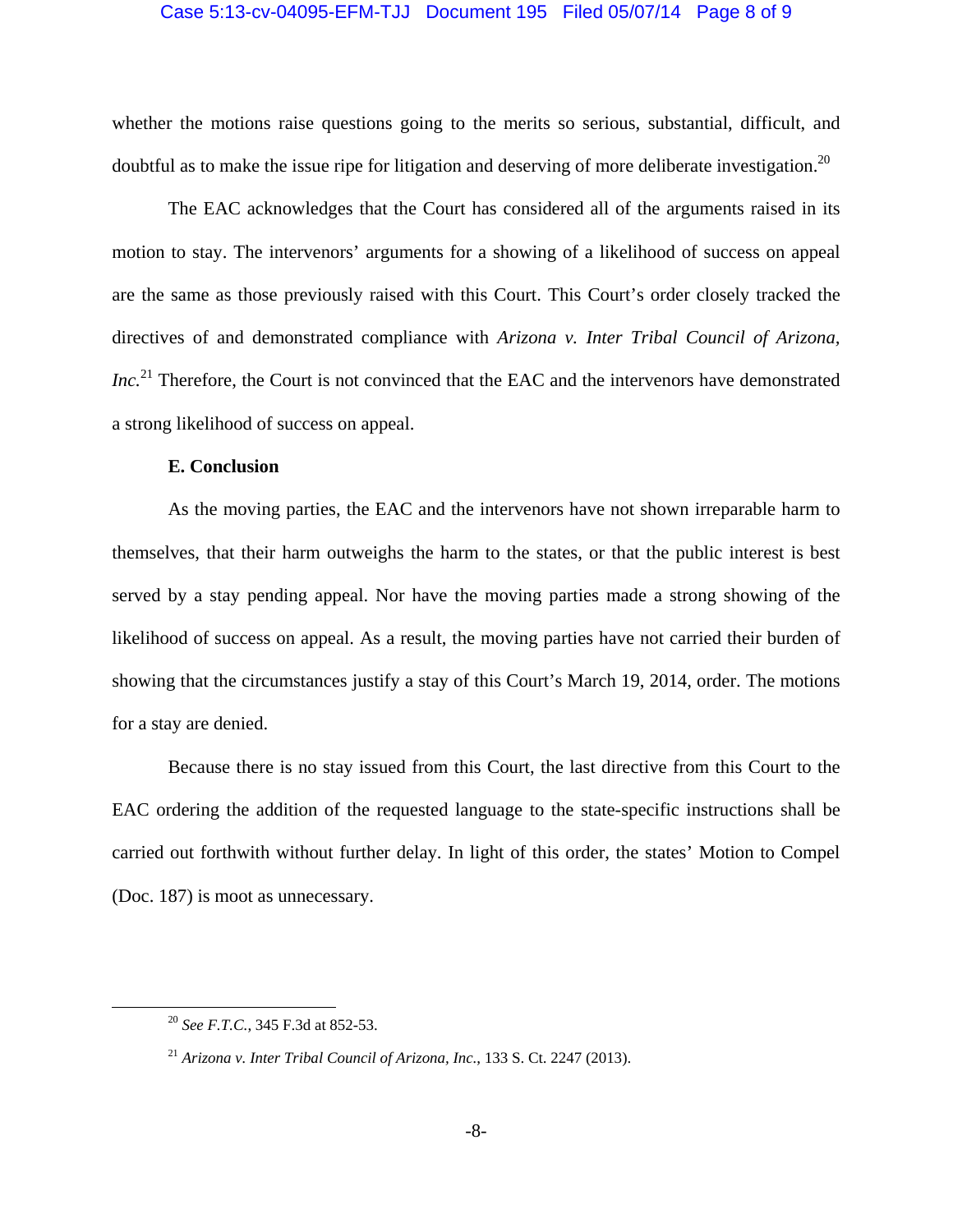whether the motions raise questions going to the merits so serious, substantial, difficult, and doubtful as to make the issue ripe for litigation and deserving of more deliberate investigation.[20]

The EAC acknowledges that the Court has considered all of the arguments raised in its motion to stay. The intervenors' arguments for a showing of a likelihood of success on appeal are the same as those previously raised with this Court. This Court's order closely tracked the directives of and demonstrated compliance with *Arizona v. Inter Tribal Council of Arizona, Inc.*[21] Therefore, the Court is not convinced that the EAC and the intervenors have demonstrated a strong likelihood of success on appeal.

**E. Conclusion**

As the moving parties, the EAC and the intervenors have not shown irreparable harm to themselves, that their harm outweighs the harm to the states, or that the public interest is best served by a stay pending appeal. Nor have the moving parties made a strong showing of the likelihood of success on appeal. As a result, the moving parties have not carried their burden of showing that the circumstances justify a stay of this Court's March 19, 2014, order. The motions for a stay are denied.

Because there is no stay issued from this Court, the last directive from this Court to the EAC ordering the addition of the requested language to the state-specific instructions shall be carried out forthwith without further delay. In light of this order, the states' Motion to Compel (Doc. 187) is moot as unnecessary.

---

[20] *See F.T.C.*, 345 F.3d at 852-53.

[21] *Arizona v. Inter Tribal Council of Arizona, Inc.*, 133 S. Ct. 2247 (2013).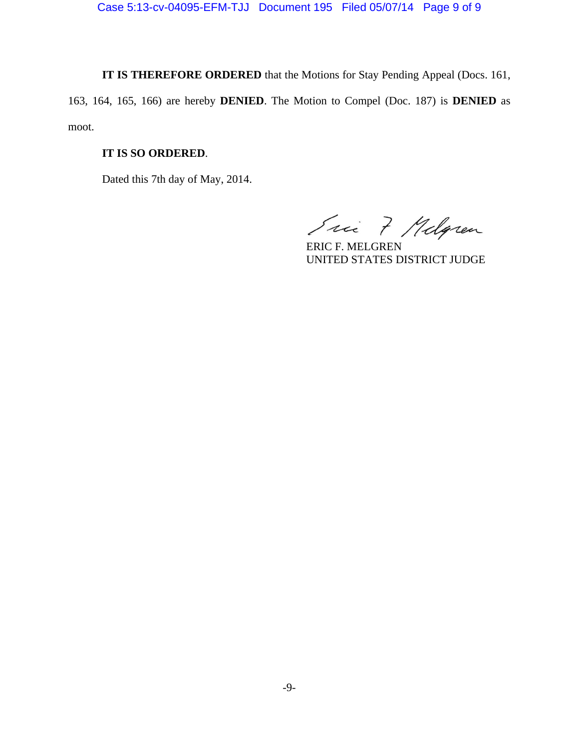**IT IS THEREFORE ORDERED** that the Motions for Stay Pending Appeal (Docs. 161, 163, 164, 165, 166) are hereby **DENIED**. The Motion to Compel (Doc. 187) is **DENIED** as moot.

**IT IS SO ORDERED**.

Dated this 7th day of May, 2014.

ERIC F. MELGREN
UNITED STATES DISTRICT JUDGE